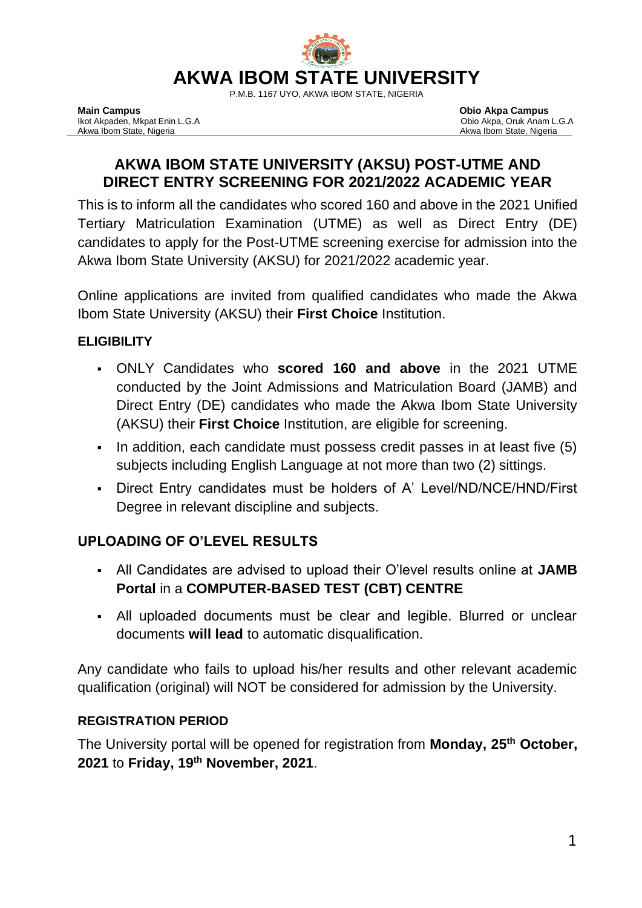# AKWA IBOM STATE UNIVERSITY

P.M.B. 1167 UYO, AKWA IBOM STATE, NIGERIA

**Main Campus**
Ikot Akpaden, Mkpat Enin L.G.A
Akwa Ibom State, Nigeria

**Obio Akpa Campus**
Obio Akpa, Oruk Anam L.G.A
Akwa Ibom State, Nigeria

## AKWA IBOM STATE UNIVERSITY (AKSU) POST-UTME AND DIRECT ENTRY SCREENING FOR 2021/2022 ACADEMIC YEAR

This is to inform all the candidates who scored 160 and above in the 2021 Unified Tertiary Matriculation Examination (UTME) as well as Direct Entry (DE) candidates to apply for the Post-UTME screening exercise for admission into the Akwa Ibom State University (AKSU) for 2021/2022 academic year.

Online applications are invited from qualified candidates who made the Akwa Ibom State University (AKSU) their **First Choice** Institution.

### ELIGIBILITY

- ONLY Candidates who **scored 160 and above** in the 2021 UTME conducted by the Joint Admissions and Matriculation Board (JAMB) and Direct Entry (DE) candidates who made the Akwa Ibom State University (AKSU) their **First Choice** Institution, are eligible for screening.
- In addition, each candidate must possess credit passes in at least five (5) subjects including English Language at not more than two (2) sittings.
- Direct Entry candidates must be holders of A' Level/ND/NCE/HND/First Degree in relevant discipline and subjects.

### UPLOADING OF O'LEVEL RESULTS

- All Candidates are advised to upload their O'level results online at **JAMB Portal** in a **COMPUTER-BASED TEST (CBT) CENTRE**
- All uploaded documents must be clear and legible. Blurred or unclear documents **will lead** to automatic disqualification.

Any candidate who fails to upload his/her results and other relevant academic qualification (original) will NOT be considered for admission by the University.

### REGISTRATION PERIOD

The University portal will be opened for registration from **Monday, 25th October, 2021** to **Friday, 19th November, 2021**.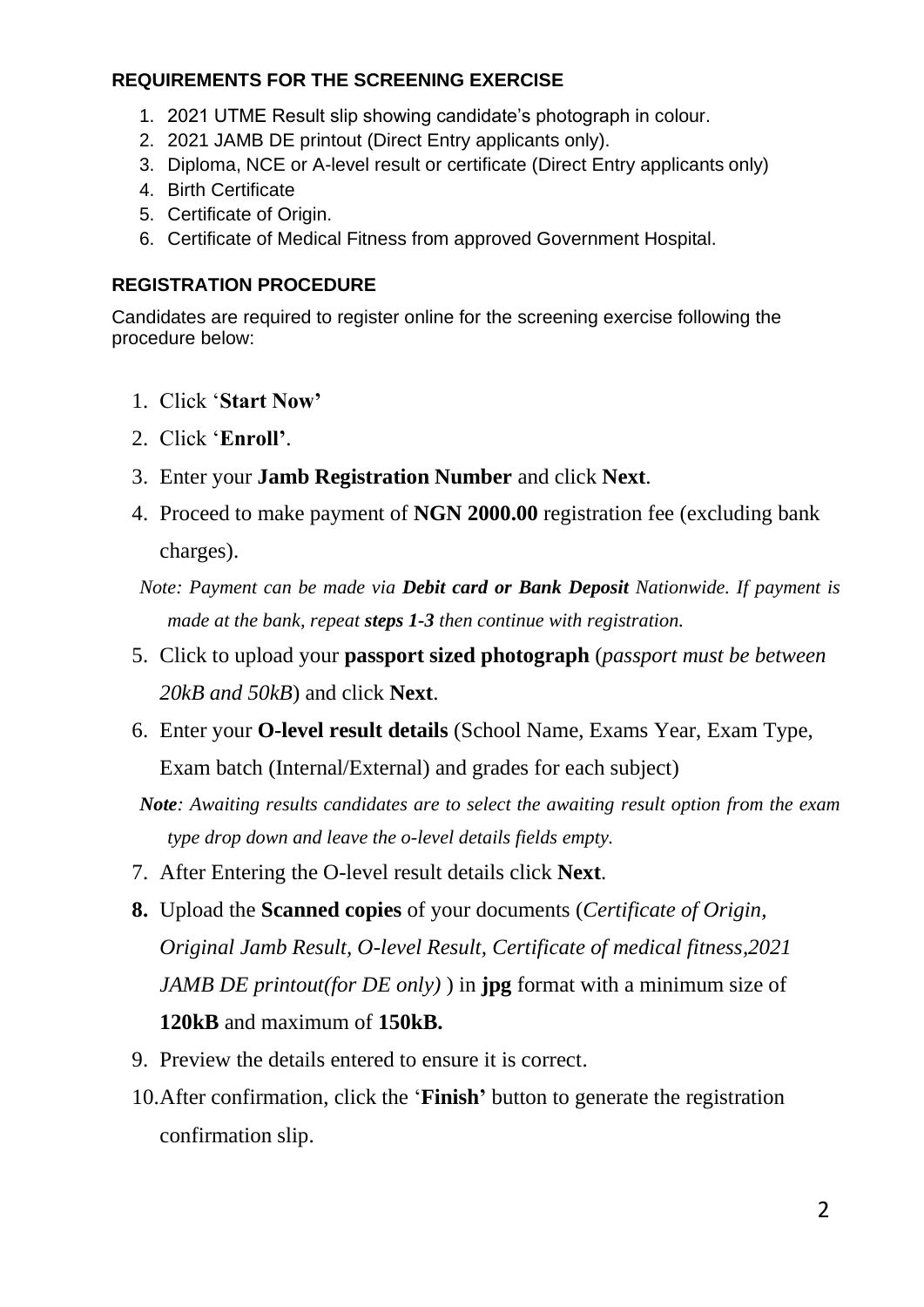## REQUIREMENTS FOR THE SCREENING EXERCISE

1. 2021 UTME Result slip showing candidate's photograph in colour.
2. 2021 JAMB DE printout (Direct Entry applicants only).
3. Diploma, NCE or A-level result or certificate (Direct Entry applicants only)
4. Birth Certificate
5. Certificate of Origin.
6. Certificate of Medical Fitness from approved Government Hospital.

## REGISTRATION PROCEDURE

Candidates are required to register online for the screening exercise following the procedure below:

1. Click '**Start Now'**
2. Click '**Enroll'**.
3. Enter your **Jamb Registration Number** and click **Next**.
4. Proceed to make payment of **NGN 2000.00** registration fee (excluding bank charges).

   *Note: Payment can be made via **Debit card or Bank Deposit** Nationwide. If payment is made at the bank, repeat **steps 1-3** then continue with registration.*

5. Click to upload your **passport sized photograph** (*passport must be between 20kB and 50kB*) and click **Next**.
6. Enter your **O-level result details** (School Name, Exams Year, Exam Type, Exam batch (Internal/External) and grades for each subject)

   ***Note**: Awaiting results candidates are to select the awaiting result option from the exam type drop down and leave the o-level details fields empty.*

7. After Entering the O-level result details click **Next**.
8. Upload the **Scanned copies** of your documents (*Certificate of Origin, Original Jamb Result, O-level Result, Certificate of medical fitness,2021 JAMB DE printout(for DE only)* ) in **jpg** format with a minimum size of **120kB** and maximum of **150kB.**
9. Preview the details entered to ensure it is correct.
10. After confirmation, click the '**Finish'** button to generate the registration confirmation slip.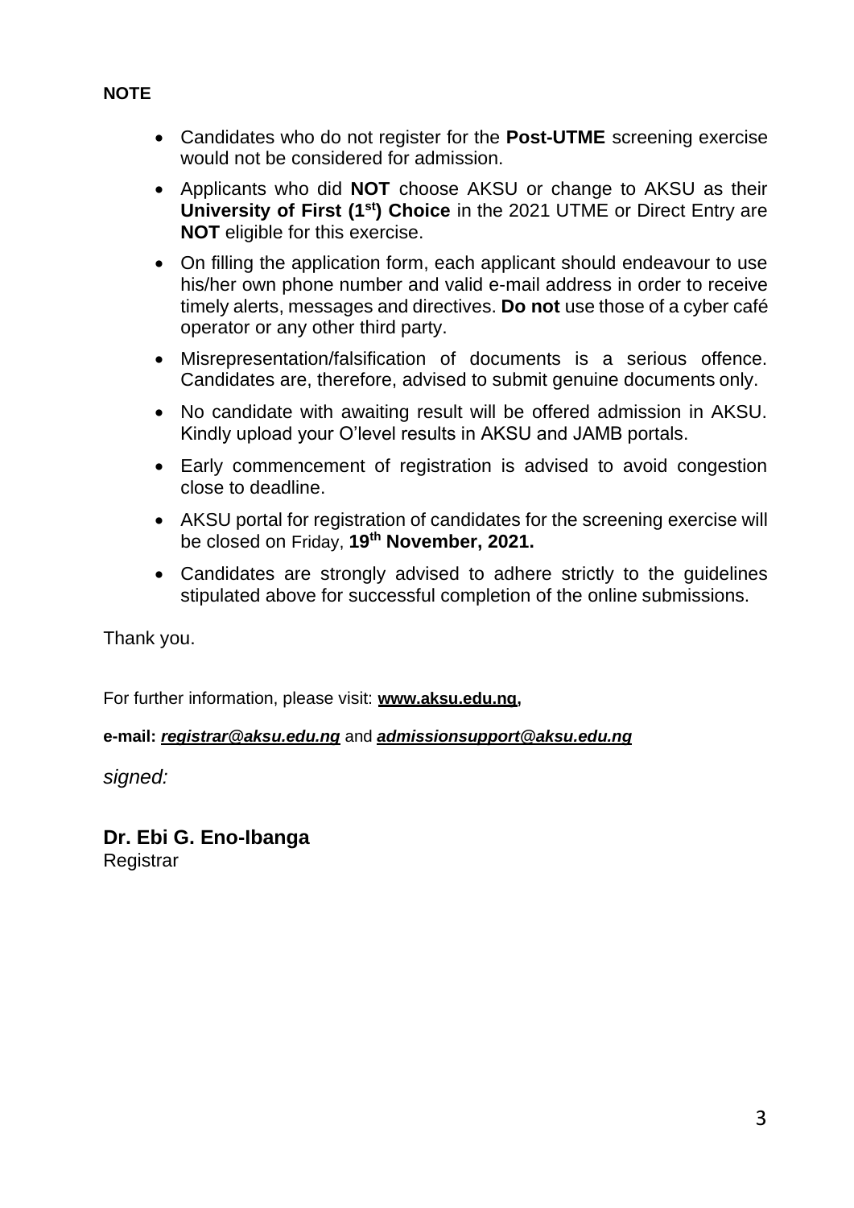**NOTE**

- Candidates who do not register for the **Post-UTME** screening exercise would not be considered for admission.
- Applicants who did **NOT** choose AKSU or change to AKSU as their **University of First (1st) Choice** in the 2021 UTME or Direct Entry are **NOT** eligible for this exercise.
- On filling the application form, each applicant should endeavour to use his/her own phone number and valid e-mail address in order to receive timely alerts, messages and directives. **Do not** use those of a cyber café operator or any other third party.
- Misrepresentation/falsification of documents is a serious offence. Candidates are, therefore, advised to submit genuine documents only.
- No candidate with awaiting result will be offered admission in AKSU. Kindly upload your O'level results in AKSU and JAMB portals.
- Early commencement of registration is advised to avoid congestion close to deadline.
- AKSU portal for registration of candidates for the screening exercise will be closed on Friday, **19th November, 2021.**
- Candidates are strongly advised to adhere strictly to the guidelines stipulated above for successful completion of the online submissions.

Thank you.

For further information, please visit: **www.aksu.edu.ng,**

**e-mail: *registrar@aksu.edu.ng*** and ***admissionsupport@aksu.edu.ng***

*signed:*

**Dr. Ebi G. Eno-Ibanga**
Registrar